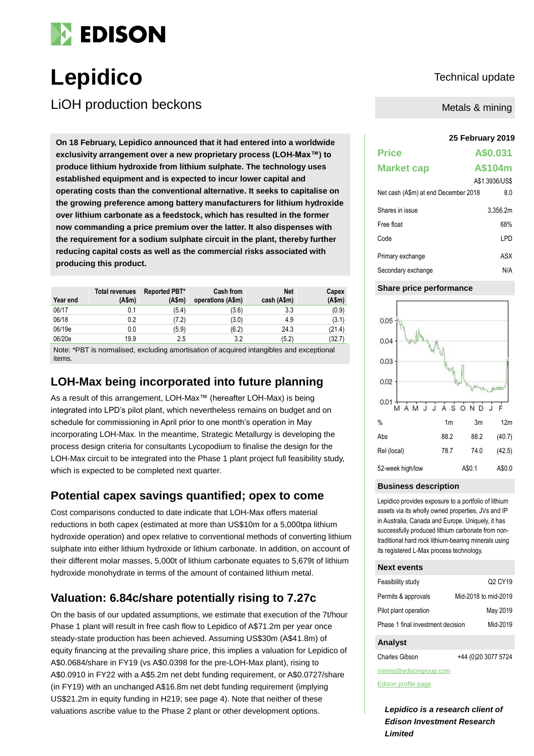# Lepidico

## LiOH production beckons

Technical update

Metals & mining

**On 18 February, Lepidico announced that it had entered into a worldwide exclusivity arrangement over a new proprietary process (LOH-Max™) to produce lithium hydroxide from lithium sulphate. The technology uses established equipment and is expected to incur lower capital and operating costs than the conventional alternative. It seeks to capitalise on the growing preference among battery manufacturers for lithium hydroxide over lithium carbonate as a feedstock, which has resulted in the former now commanding a price premium over the latter. It also dispenses with the requirement for a sodium sulphate circuit in the plant, thereby further reducing capital costs as well as the commercial risks associated with producing this product.**

| Year end | Total revenues (A$m) | Reported PBT* (A$m) | Cash from operations (A$m) | Net cash (A$m) | Capex (A$m) |
|---|---|---|---|---|---|
| 06/17 | 0.1 | (5.4) | (3.6) | 3.3 | (0.9) |
| 06/18 | 0.2 | (7.2) | (3.0) | 4.9 | (3.1) |
| 06/19e | 0.0 | (5.9) | (6.2) | 24.3 | (21.4) |
| 06/20e | 19.9 | 2.5 | 3.2 | (5.2) | (32.7) |

Note: *PBT is normalised, excluding amortisation of acquired intangibles and exceptional items.

## LOH-Max being incorporated into future planning

As a result of this arrangement, LOH-Max™ (hereafter LOH-Max) is being integrated into LPD's pilot plant, which nevertheless remains on budget and on schedule for commissioning in April prior to one month's operation in May incorporating LOH-Max. In the meantime, Strategic Metallurgy is developing the process design criteria for consultants Lycopodium to finalise the design for the LOH-Max circuit to be integrated into the Phase 1 plant project full feasibility study, which is expected to be completed next quarter.

## Potential capex savings quantified; opex to come

Cost comparisons conducted to date indicate that LOH-Max offers material reductions in both capex (estimated at more than US$10m for a 5,000tpa lithium hydroxide operation) and opex relative to conventional methods of converting lithium sulphate into either lithium hydroxide or lithium carbonate. In addition, on account of their different molar masses, 5,000t of lithium carbonate equates to 5,679t of lithium hydroxide monohydrate in terms of the amount of contained lithium metal.

## Valuation: 6.84c/share potentially rising to 7.27c

On the basis of our updated assumptions, we estimate that execution of the 7t/hour Phase 1 plant will result in free cash flow to Lepidico of A$71.2m per year once steady-state production has been achieved. Assuming US$30m (A$41.8m) of equity financing at the prevailing share price, this implies a valuation for Lepidico of A$0.0684/share in FY19 (vs A$0.0398 for the pre-LOH-Max plant), rising to A$0.0910 in FY22 with a A$5.2m net debt funding requirement, or A$0.0727/share (in FY19) with an unchanged A$16.8m net debt funding requirement (implying US$21.2m in equity funding in H219; see page 4). Note that neither of these valuations ascribe value to the Phase 2 plant or other development options.

**25 February 2019**

| | |
|---|---|
| **Price** | **A$0.031** |
| **Market cap** | **A$104m** |
| | A$1.3936/US$ |
| Net cash (A$m) at end December 2018 | 8.0 |
| Shares in issue | 3,356.2m |
| Free float | 68% |
| Code | LPD |
| Primary exchange | ASX |
| Secondary exchange | N/A |

### Share price performance

| % | 1m | 3m | 12m |
|---|---|---|---|
| Abs | 88.2 | 88.2 | (40.7) |
| Rel (local) | 78.7 | 74.0 | (42.5) |
| 52-week high/low | | A$0.1 | A$0.0 |

### Business description

Lepidico provides exposure to a portfolio of lithium assets via its wholly owned properties, JVs and IP in Australia, Canada and Europe. Uniquely, it has successfully produced lithium carbonate from non-traditional hard rock lithium-bearing minerals using its registered L-Max process technology.

### Next events

| | |
|---|---|
| Feasibility study | Q2 CY19 |
| Permits & approvals | Mid-2018 to mid-2019 |
| Pilot plant operation | May 2019 |
| Phase 1 final investment decision | Mid-2019 |

### Analyst

Charles Gibson +44 (0)20 3077 5724

mining@edisongroup.com

Edison profile page

***Lepidico is a research client of Edison Investment Research Limited***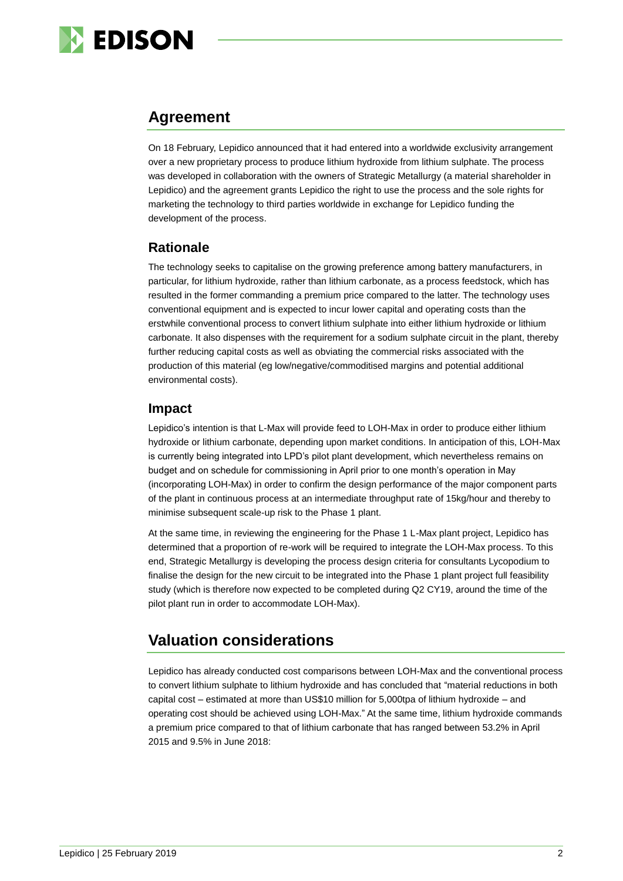## Agreement

On 18 February, Lepidico announced that it had entered into a worldwide exclusivity arrangement over a new proprietary process to produce lithium hydroxide from lithium sulphate. The process was developed in collaboration with the owners of Strategic Metallurgy (a material shareholder in Lepidico) and the agreement grants Lepidico the right to use the process and the sole rights for marketing the technology to third parties worldwide in exchange for Lepidico funding the development of the process.

### Rationale

The technology seeks to capitalise on the growing preference among battery manufacturers, in particular, for lithium hydroxide, rather than lithium carbonate, as a process feedstock, which has resulted in the former commanding a premium price compared to the latter. The technology uses conventional equipment and is expected to incur lower capital and operating costs than the erstwhile conventional process to convert lithium sulphate into either lithium hydroxide or lithium carbonate. It also dispenses with the requirement for a sodium sulphate circuit in the plant, thereby further reducing capital costs as well as obviating the commercial risks associated with the production of this material (eg low/negative/commoditised margins and potential additional environmental costs).

### Impact

Lepidico's intention is that L-Max will provide feed to LOH-Max in order to produce either lithium hydroxide or lithium carbonate, depending upon market conditions. In anticipation of this, LOH-Max is currently being integrated into LPD's pilot plant development, which nevertheless remains on budget and on schedule for commissioning in April prior to one month's operation in May (incorporating LOH-Max) in order to confirm the design performance of the major component parts of the plant in continuous process at an intermediate throughput rate of 15kg/hour and thereby to minimise subsequent scale-up risk to the Phase 1 plant.

At the same time, in reviewing the engineering for the Phase 1 L-Max plant project, Lepidico has determined that a proportion of re-work will be required to integrate the LOH-Max process. To this end, Strategic Metallurgy is developing the process design criteria for consultants Lycopodium to finalise the design for the new circuit to be integrated into the Phase 1 plant project full feasibility study (which is therefore now expected to be completed during Q2 CY19, around the time of the pilot plant run in order to accommodate LOH-Max).

## Valuation considerations

Lepidico has already conducted cost comparisons between LOH-Max and the conventional process to convert lithium sulphate to lithium hydroxide and has concluded that "material reductions in both capital cost – estimated at more than US$10 million for 5,000tpa of lithium hydroxide – and operating cost should be achieved using LOH-Max." At the same time, lithium hydroxide commands a premium price compared to that of lithium carbonate that has ranged between 53.2% in April 2015 and 9.5% in June 2018: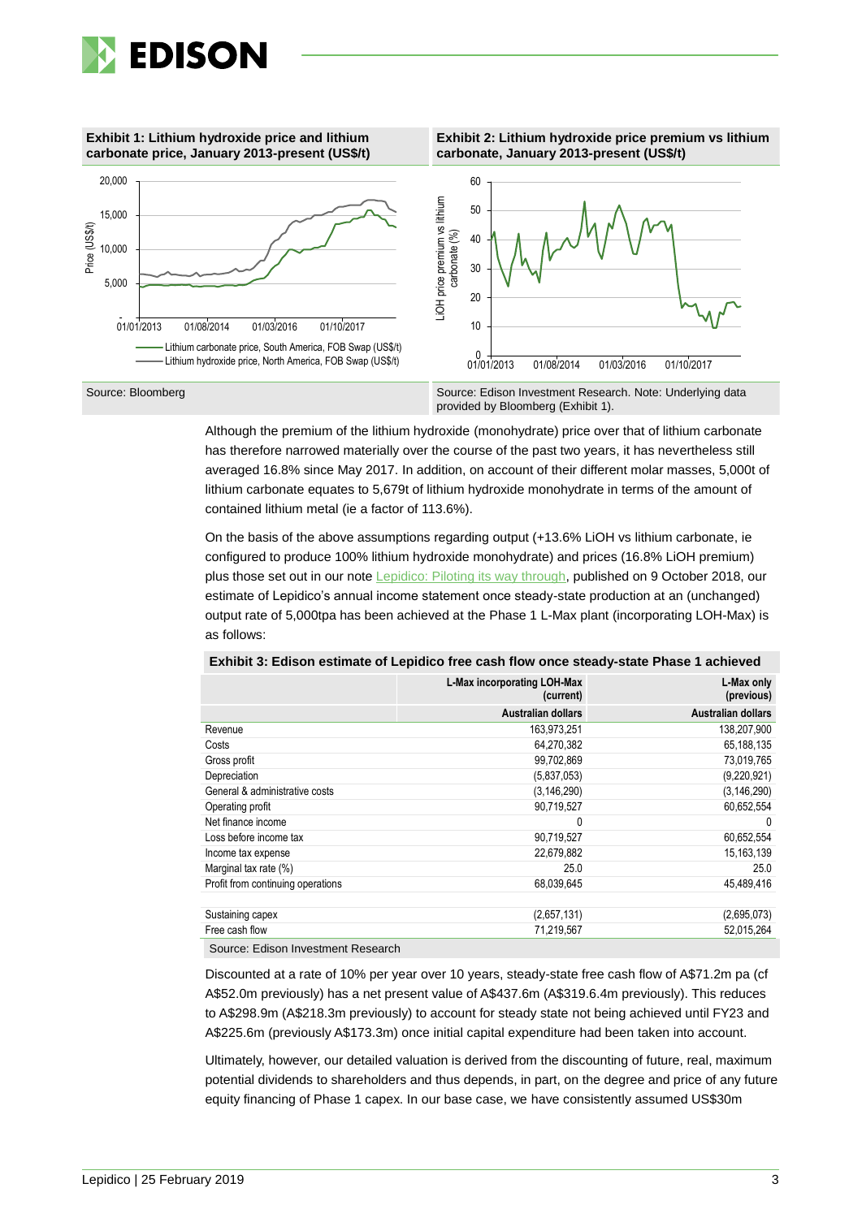**Exhibit 1: Lithium hydroxide price and lithium carbonate price, January 2013-present (US$/t)**

Source: Bloomberg

**Exhibit 2: Lithium hydroxide price premium vs lithium carbonate, January 2013-present (US$/t)**

Source: Edison Investment Research. Note: Underlying data provided by Bloomberg (Exhibit 1).

Although the premium of the lithium hydroxide (monohydrate) price over that of lithium carbonate has therefore narrowed materially over the course of the past two years, it has nevertheless still averaged 16.8% since May 2017. In addition, on account of their different molar masses, 5,000t of lithium carbonate equates to 5,679t of lithium hydroxide monohydrate in terms of the amount of contained lithium metal (ie a factor of 113.6%).

On the basis of the above assumptions regarding output (+13.6% LiOH vs lithium carbonate, ie configured to produce 100% lithium hydroxide monohydrate) and prices (16.8% LiOH premium) plus those set out in our note Lepidico: Piloting its way through, published on 9 October 2018, our estimate of Lepidico's annual income statement once steady-state production at an (unchanged) output rate of 5,000tpa has been achieved at the Phase 1 L-Max plant (incorporating LOH-Max) is as follows:

**Exhibit 3: Edison estimate of Lepidico free cash flow once steady-state Phase 1 achieved**

| | L-Max incorporating LOH-Max (current) | L-Max only (previous) |
|---|---|---|
| | Australian dollars | Australian dollars |
| Revenue | 163,973,251 | 138,207,900 |
| Costs | 64,270,382 | 65,188,135 |
| Gross profit | 99,702,869 | 73,019,765 |
| Depreciation | (5,837,053) | (9,220,921) |
| General & administrative costs | (3,146,290) | (3,146,290) |
| Operating profit | 90,719,527 | 60,652,554 |
| Net finance income | 0 | 0 |
| Loss before income tax | 90,719,527 | 60,652,554 |
| Income tax expense | 22,679,882 | 15,163,139 |
| Marginal tax rate (%) | 25.0 | 25.0 |
| Profit from continuing operations | 68,039,645 | 45,489,416 |
| | | |
| Sustaining capex | (2,657,131) | (2,695,073) |
| Free cash flow | 71,219,567 | 52,015,264 |

Source: Edison Investment Research

Discounted at a rate of 10% per year over 10 years, steady-state free cash flow of A$71.2m pa (cf A$52.0m previously) has a net present value of A$437.6m (A$319.6.4m previously). This reduces to A$298.9m (A$218.3m previously) to account for steady state not being achieved until FY23 and A$225.6m (previously A$173.3m) once initial capital expenditure had been taken into account.

Ultimately, however, our detailed valuation is derived from the discounting of future, real, maximum potential dividends to shareholders and thus depends, in part, on the degree and price of any future equity financing of Phase 1 capex. In our base case, we have consistently assumed US$30m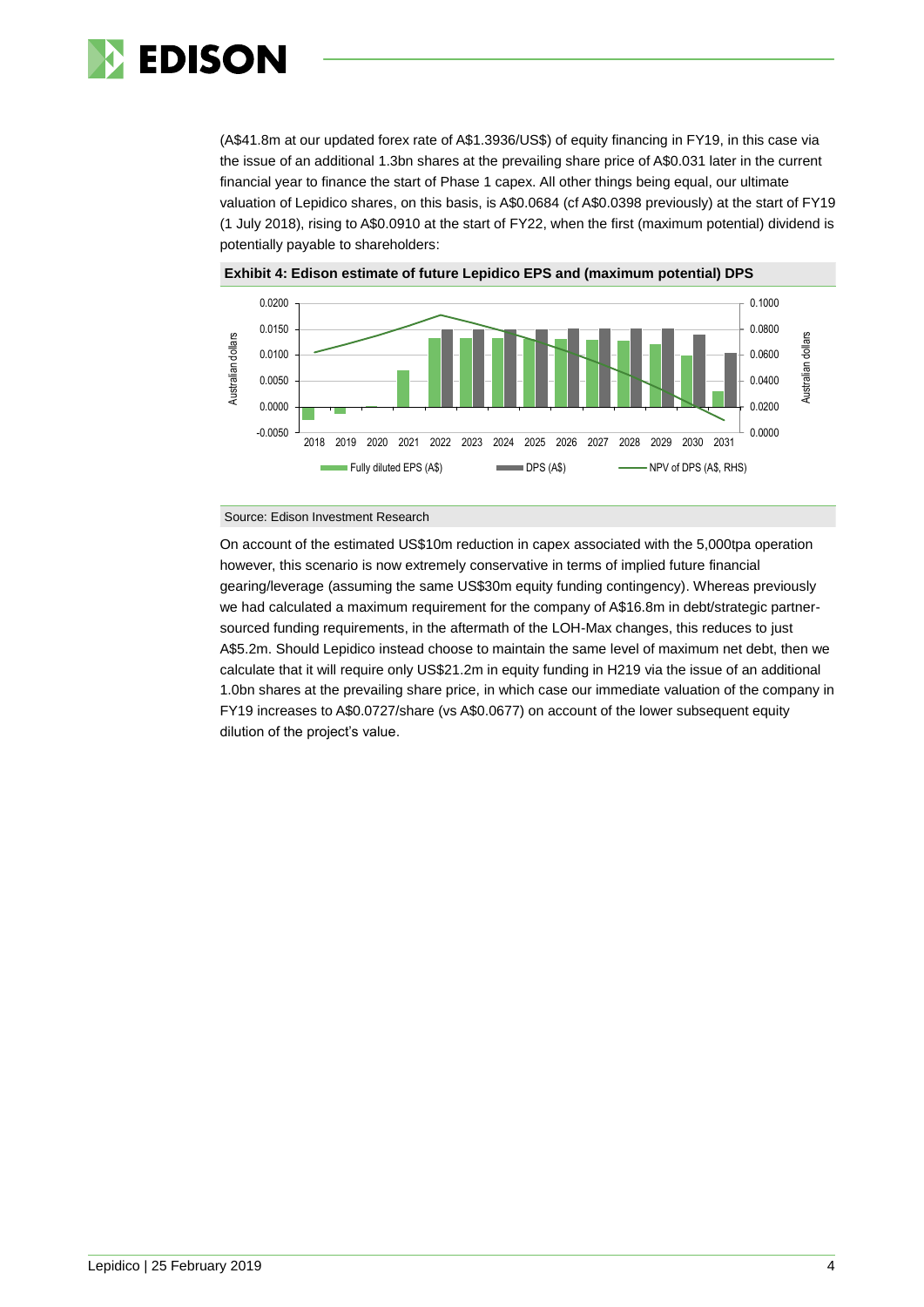(A$41.8m at our updated forex rate of A$1.3936/US$) of equity financing in FY19, in this case via the issue of an additional 1.3bn shares at the prevailing share price of A$0.031 later in the current financial year to finance the start of Phase 1 capex. All other things being equal, our ultimate valuation of Lepidico shares, on this basis, is A$0.0684 (cf A$0.0398 previously) at the start of FY19 (1 July 2018), rising to A$0.0910 at the start of FY22, when the first (maximum potential) dividend is potentially payable to shareholders:

**Exhibit 4: Edison estimate of future Lepidico EPS and (maximum potential) DPS**

Source: Edison Investment Research

On account of the estimated US$10m reduction in capex associated with the 5,000tpa operation however, this scenario is now extremely conservative in terms of implied future financial gearing/leverage (assuming the same US$30m equity funding contingency). Whereas previously we had calculated a maximum requirement for the company of A$16.8m in debt/strategic partner-sourced funding requirements, in the aftermath of the LOH-Max changes, this reduces to just A$5.2m. Should Lepidico instead choose to maintain the same level of maximum net debt, then we calculate that it will require only US$21.2m in equity funding in H219 via the issue of an additional 1.0bn shares at the prevailing share price, in which case our immediate valuation of the company in FY19 increases to A$0.0727/share (vs A$0.0677) on account of the lower subsequent equity dilution of the project's value.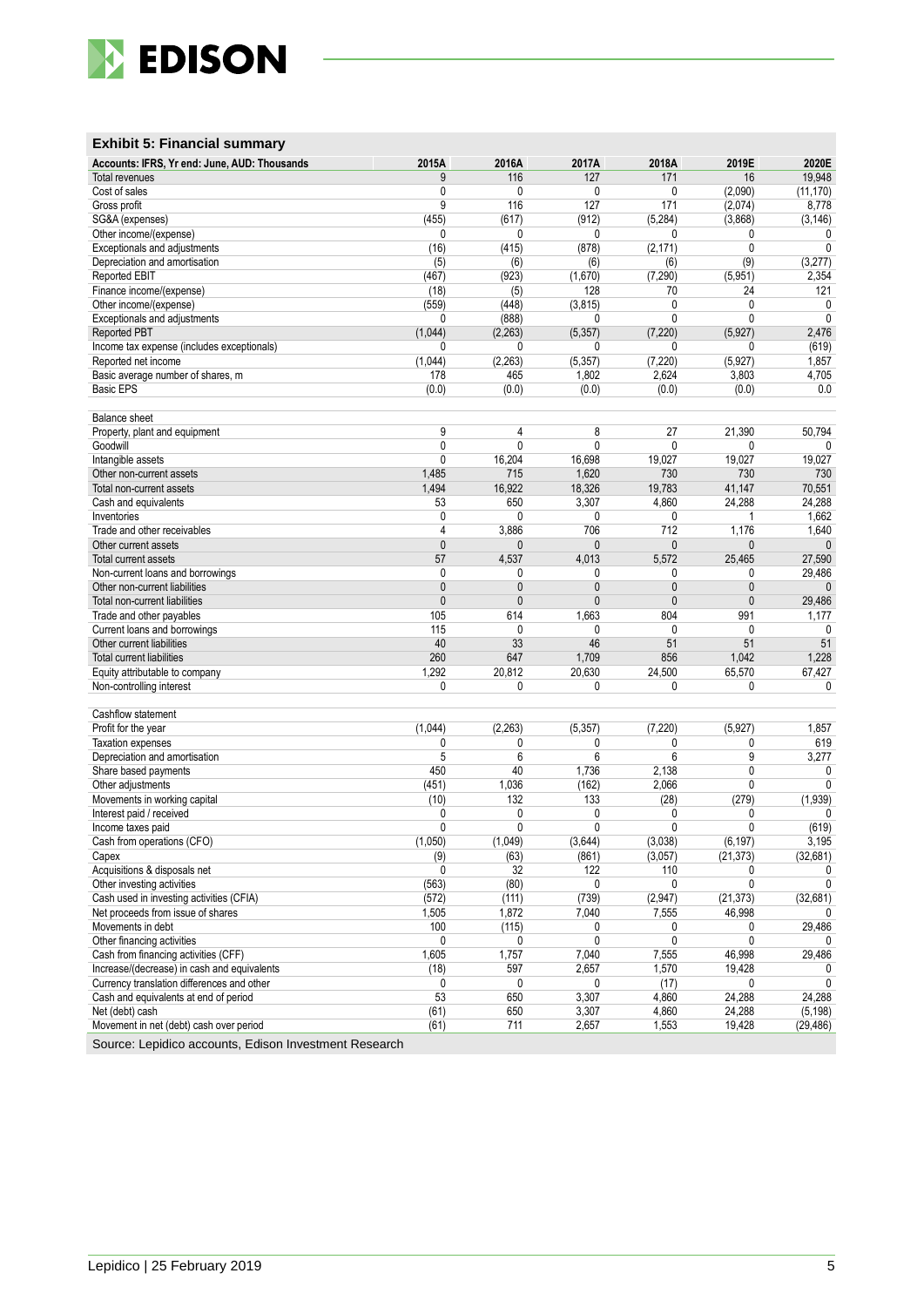### Exhibit 5: Financial summary

| Accounts: IFRS, Yr end: June, AUD: Thousands | 2015A | 2016A | 2017A | 2018A | 2019E | 2020E |
|---|---|---|---|---|---|---|
| Total revenues | 9 | 116 | 127 | 171 | 16 | 19,948 |
| Cost of sales | 0 | 0 | 0 | 0 | (2,090) | (11,170) |
| Gross profit | 9 | 116 | 127 | 171 | (2,074) | 8,778 |
| SG&A (expenses) | (455) | (617) | (912) | (5,284) | (3,868) | (3,146) |
| Other income/(expense) | 0 | 0 | 0 | 0 | 0 | 0 |
| Exceptionals and adjustments | (16) | (415) | (878) | (2,171) | 0 | 0 |
| Depreciation and amortisation | (5) | (6) | (6) | (6) | (9) | (3,277) |
| Reported EBIT | (467) | (923) | (1,670) | (7,290) | (5,951) | 2,354 |
| Finance income/(expense) | (18) | (5) | 128 | 70 | 24 | 121 |
| Other income/(expense) | (559) | (448) | (3,815) | 0 | 0 | 0 |
| Exceptionals and adjustments | 0 | (888) | 0 | 0 | 0 | 0 |
| Reported PBT | (1,044) | (2,263) | (5,357) | (7,220) | (5,927) | 2,476 |
| Income tax expense (includes exceptionals) | 0 | 0 | 0 | 0 | 0 | (619) |
| Reported net income | (1,044) | (2,263) | (5,357) | (7,220) | (5,927) | 1,857 |
| Basic average number of shares, m | 178 | 465 | 1,802 | 2,624 | 3,803 | 4,705 |
| Basic EPS | (0.0) | (0.0) | (0.0) | (0.0) | (0.0) | 0.0 |
| | | | | | | |
| Balance sheet | | | | | | |
| Property, plant and equipment | 9 | 4 | 8 | 27 | 21,390 | 50,794 |
| Goodwill | 0 | 0 | 0 | 0 | 0 | 0 |
| Intangible assets | 0 | 16,204 | 16,698 | 19,027 | 19,027 | 19,027 |
| Other non-current assets | 1,485 | 715 | 1,620 | 730 | 730 | 730 |
| Total non-current assets | 1,494 | 16,922 | 18,326 | 19,783 | 41,147 | 70,551 |
| Cash and equivalents | 53 | 650 | 3,307 | 4,860 | 24,288 | 24,288 |
| Inventories | 0 | 0 | 0 | 0 | 1 | 1,662 |
| Trade and other receivables | 4 | 3,886 | 706 | 712 | 1,176 | 1,640 |
| Other current assets | 0 | 0 | 0 | 0 | 0 | 0 |
| Total current assets | 57 | 4,537 | 4,013 | 5,572 | 25,465 | 27,590 |
| Non-current loans and borrowings | 0 | 0 | 0 | 0 | 0 | 29,486 |
| Other non-current liabilities | 0 | 0 | 0 | 0 | 0 | 0 |
| Total non-current liabilities | 0 | 0 | 0 | 0 | 0 | 29,486 |
| Trade and other payables | 105 | 614 | 1,663 | 804 | 991 | 1,177 |
| Current loans and borrowings | 115 | 0 | 0 | 0 | 0 | 0 |
| Other current liabilities | 40 | 33 | 46 | 51 | 51 | 51 |
| Total current liabilities | 260 | 647 | 1,709 | 856 | 1,042 | 1,228 |
| Equity attributable to company | 1,292 | 20,812 | 20,630 | 24,500 | 65,570 | 67,427 |
| Non-controlling interest | 0 | 0 | 0 | 0 | 0 | 0 |
| | | | | | | |
| Cashflow statement | | | | | | |
| Profit for the year | (1,044) | (2,263) | (5,357) | (7,220) | (5,927) | 1,857 |
| Taxation expenses | 0 | 0 | 0 | 0 | 0 | 619 |
| Depreciation and amortisation | 5 | 6 | 6 | 6 | 9 | 3,277 |
| Share based payments | 450 | 40 | 1,736 | 2,138 | 0 | 0 |
| Other adjustments | (451) | 1,036 | (162) | 2,066 | 0 | 0 |
| Movements in working capital | (10) | 132 | 133 | (28) | (279) | (1,939) |
| Interest paid / received | 0 | 0 | 0 | 0 | 0 | 0 |
| Income taxes paid | 0 | 0 | 0 | 0 | 0 | (619) |
| Cash from operations (CFO) | (1,050) | (1,049) | (3,644) | (3,038) | (6,197) | 3,195 |
| Capex | (9) | (63) | (861) | (3,057) | (21,373) | (32,681) |
| Acquisitions & disposals net | 0 | 32 | 122 | 110 | 0 | 0 |
| Other investing activities | (563) | (80) | 0 | 0 | 0 | 0 |
| Cash used in investing activities (CFIA) | (572) | (111) | (739) | (2,947) | (21,373) | (32,681) |
| Net proceeds from issue of shares | 1,505 | 1,872 | 7,040 | 7,555 | 46,998 | 0 |
| Movements in debt | 100 | (115) | 0 | 0 | 0 | 29,486 |
| Other financing activities | 0 | 0 | 0 | 0 | 0 | 0 |
| Cash from financing activities (CFF) | 1,605 | 1,757 | 7,040 | 7,555 | 46,998 | 29,486 |
| Increase/(decrease) in cash and equivalents | (18) | 597 | 2,657 | 1,570 | 19,428 | 0 |
| Currency translation differences and other | 0 | 0 | 0 | (17) | 0 | 0 |
| Cash and equivalents at end of period | 53 | 650 | 3,307 | 4,860 | 24,288 | 24,288 |
| Net (debt) cash | (61) | 650 | 3,307 | 4,860 | 24,288 | (5,198) |
| Movement in net (debt) cash over period | (61) | 711 | 2,657 | 1,553 | 19,428 | (29,486) |

Source: Lepidico accounts, Edison Investment Research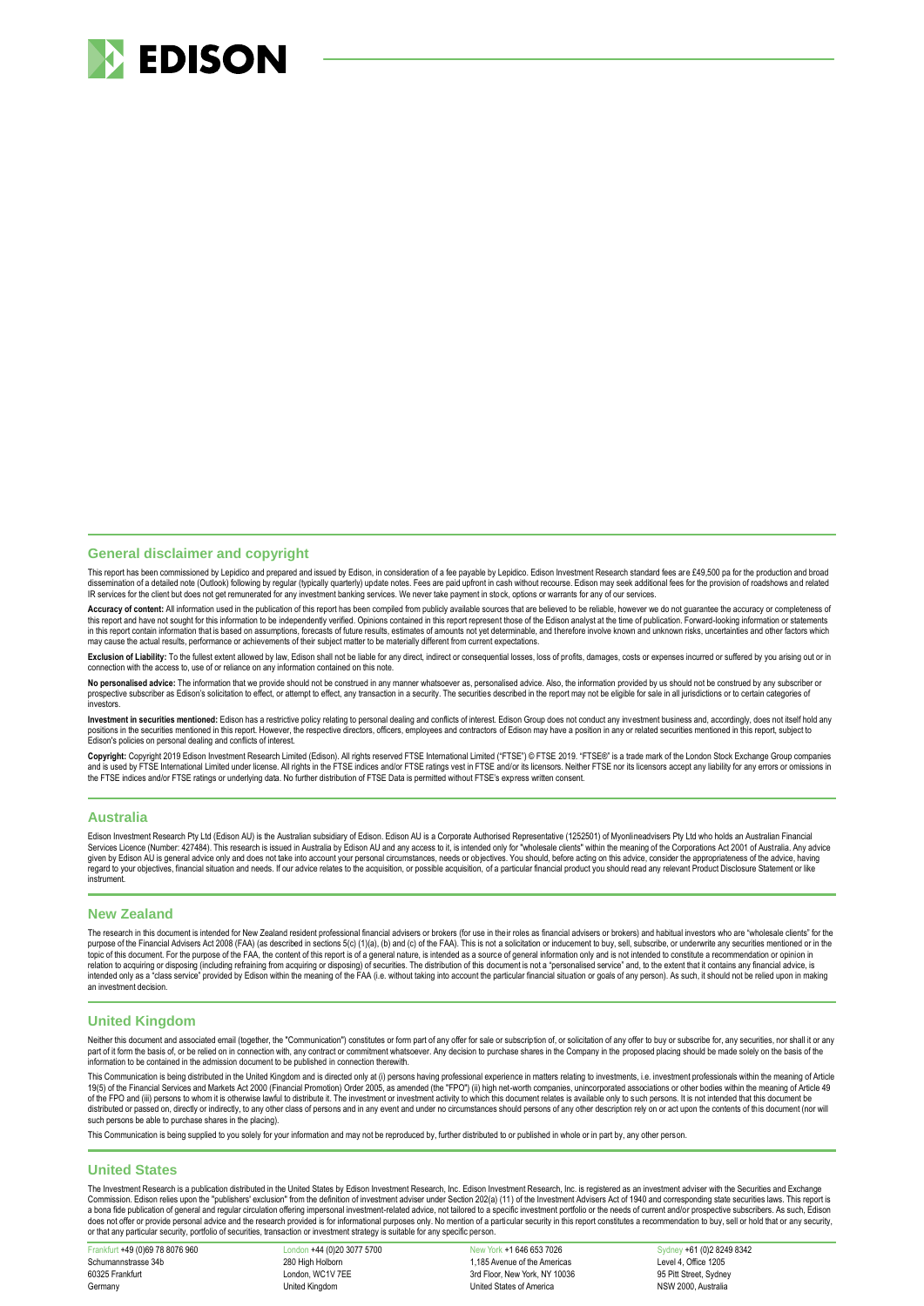## General disclaimer and copyright

This report has been commissioned by Lepidico and prepared and issued by Edison, in consideration of a fee payable by Lepidico. Edison Investment Research standard fees are £49,500 pa for the production and broad dissemination of a detailed note (Outlook) following by regular (typically quarterly) update notes. Fees are paid upfront in cash without recourse. Edison may seek additional fees for the provision of roadshows and related IR services for the client but does not get remunerated for any investment banking services. We never take payment in stock, options or warrants for any of our services.

**Accuracy of content:** All information used in the publication of this report has been compiled from publicly available sources that are believed to be reliable, however we do not guarantee the accuracy or completeness of this report and have not sought for this information to be independently verified. Opinions contained in this report represent those of the Edison analyst at the time of publication. Forward-looking information or statements in this report contain information that is based on assumptions, forecasts of future results, estimates of amounts not yet determinable, and therefore involve known and unknown risks, uncertainties and other factors which may cause the actual results, performance or achievements of their subject matter to be materially different from current expectations.

**Exclusion of Liability:** To the fullest extent allowed by law, Edison shall not be liable for any direct, indirect or consequential losses, loss of profits, damages, costs or expenses incurred or suffered by you arising out or in connection with the access to, use of or reliance on any information contained on this note.

**No personalised advice:** The information that we provide should not be construed in any manner whatsoever as, personalised advice. Also, the information provided by us should not be construed by any subscriber or prospective subscriber as Edison's solicitation to effect, or attempt to effect, any transaction in a security. The securities described in the report may not be eligible for sale in all jurisdictions or to certain categories of investors.

**Investment in securities mentioned:** Edison has a restrictive policy relating to personal dealing and conflicts of interest. Edison Group does not conduct any investment business and, accordingly, does not itself hold any positions in the securities mentioned in this report. However, the respective directors, officers, employees and contractors of Edison may have a position in any or related securities mentioned in this report, subject to Edison's policies on personal dealing and conflicts of interest.

**Copyright:** Copyright 2019 Edison Investment Research Limited (Edison). All rights reserved FTSE International Limited ("FTSE") © FTSE 2019. "FTSE®" is a trade mark of the London Stock Exchange Group companies and is used by FTSE International Limited under license. All rights in the FTSE indices and/or FTSE ratings vest in FTSE and/or its licensors. Neither FTSE nor its licensors accept any liability for any errors or omissions in the FTSE indices and/or FTSE ratings or underlying data. No further distribution of FTSE Data is permitted without FTSE's express written consent.

## Australia

Edison Investment Research Pty Ltd (Edison AU) is the Australian subsidiary of Edison. Edison AU is a Corporate Authorised Representative (1252501) of Myonlineadvisers Pty Ltd who holds an Australian Financial Services Licence (Number: 427484). This research is issued in Australia by Edison AU and any access to it, is intended only for "wholesale clients" within the meaning of the Corporations Act 2001 of Australia. Any advice given by Edison AU is general advice only and does not take into account your personal circumstances, needs or objectives. You should, before acting on this advice, consider the appropriateness of the advice, having regard to your objectives, financial situation and needs. If our advice relates to the acquisition, or possible acquisition, of a particular financial product you should read any relevant Product Disclosure Statement or like instrument.

## New Zealand

The research in this document is intended for New Zealand resident professional financial advisers or brokers (for use in their roles as financial advisers or brokers) and habitual investors who are "wholesale clients" for the purpose of the Financial Advisers Act 2008 (FAA) (as described in sections 5(c) (1)(a), (b) and (c) of the FAA). This is not a solicitation or inducement to buy, sell, subscribe, or underwrite any securities mentioned or in the topic of this document. For the purpose of the FAA, the content of this report is of a general nature, is intended as a source of general information only and is not intended to constitute a recommendation or opinion in relation to acquiring or disposing (including refraining from acquiring or disposing) of securities. The distribution of this document is not a "personalised service" and, to the extent that it contains any financial advice, is intended only as a "class service" provided by Edison within the meaning of the FAA (i.e. without taking into account the particular financial situation or goals of any person). As such, it should not be relied upon in making an investment decision.

## United Kingdom

Neither this document and associated email (together, the "Communication") constitutes or form part of any offer for sale or subscription of, or solicitation of any offer to buy or subscribe for, any securities, nor shall it or any part of it form the basis of, or be relied on in connection with, any contract or commitment whatsoever. Any decision to purchase shares in the Company in the proposed placing should be made solely on the basis of the information to be contained in the admission document to be published in connection therewith.

This Communication is being distributed in the United Kingdom and is directed only at (i) persons having professional experience in matters relating to investments, i.e. investment professionals within the meaning of Article 19(5) of the Financial Services and Markets Act 2000 (Financial Promotion) Order 2005, as amended (the "FPO") (ii) high net-worth companies, unincorporated associations or other bodies within the meaning of Article 49 of the FPO and (iii) persons to whom it is otherwise lawful to distribute it. The investment or investment activity to which this document relates is available only to such persons. It is not intended that this document be distributed or passed on, directly or indirectly, to any other class of persons and in any event and under no circumstances should persons of any other description rely on or act upon the contents of this document (nor will such persons be able to purchase shares in the placing).

This Communication is being supplied to you solely for your information and may not be reproduced by, further distributed to or published in whole or in part by, any other person.

## United States

The Investment Research is a publication distributed in the United States by Edison Investment Research, Inc. Edison Investment Research, Inc. is registered as an investment adviser with the Securities and Exchange Commission. Edison relies upon the "publishers' exclusion" from the definition of investment adviser under Section 202(a) (11) of the Investment Advisers Act of 1940 and corresponding state securities laws. This report is a bona fide publication of general and regular circulation offering impersonal investment-related advice, not tailored to a specific investment portfolio or the needs of current and/or prospective subscribers. As such, Edison does not offer or provide personal advice and the research provided is for informational purposes only. No mention of a particular security in this report constitutes a recommendation to buy, sell or hold that or any security, or that any particular security, portfolio of securities, transaction or investment strategy is suitable for any specific person.

Frankfurt +49 (0)69 78 8076 960
Schumannstrasse 34b
60325 Frankfurt
Germany

London +44 (0)20 3077 5700
280 High Holborn
London, WC1V 7EE
United Kingdom

New York +1 646 653 7026
1,185 Avenue of the Americas
3rd Floor, New York, NY 10036
United States of America

Sydney +61 (0)2 8249 8342
Level 4, Office 1205
95 Pitt Street, Sydney
NSW 2000, Australia